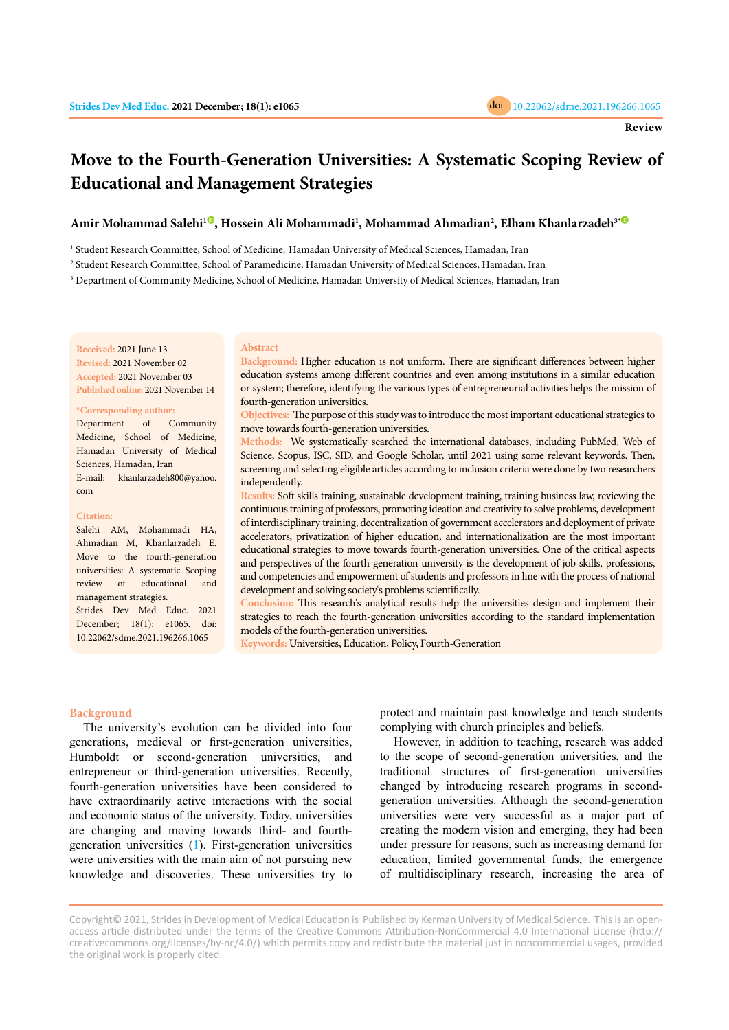Review

# Move to the Fourth-Generation Universities: A Systematic Scoping Review of Educational and Management Strategies

**Amir Mohammad Salehi[1], Hossein Ali Mohammadi[1], Mohammad Ahmadian[2], Elham Khanlarzadeh[3*]**

[1] Student Research Committee, School of Medicine, Hamadan University of Medical Sciences, Hamadan, Iran

[2] Student Research Committee, School of Paramedicine, Hamadan University of Medical Sciences, Hamadan, Iran

[3] Department of Community Medicine, School of Medicine, Hamadan University of Medical Sciences, Hamadan, Iran

**Received:** 2021 June 13
**Revised:** 2021 November 02
**Accepted:** 2021 November 03
**Published online:** 2021 November 14

**\*Corresponding author:**
Department of Community Medicine, School of Medicine, Hamadan University of Medical Sciences, Hamadan, Iran
E-mail: khanlarzadeh800@yahoo.com

**Citation:**
Salehi AM, Mohammadi HA, Ahmadian M, Khanlarzadeh E. Move to the fourth-generation universities: A systematic Scoping review of educational and management strategies. Strides Dev Med Educ. 2021 December; 18(1): e1065. doi: 10.22062/sdme.2021.196266.1065

## Abstract

**Background:** Higher education is not uniform. There are significant differences between higher education systems among different countries and even among institutions in a similar education or system; therefore, identifying the various types of entrepreneurial activities helps the mission of fourth-generation universities.

**Objectives:** The purpose of this study was to introduce the most important educational strategies to move towards fourth-generation universities.

**Methods:** We systematically searched the international databases, including PubMed, Web of Science, Scopus, ISC, SID, and Google Scholar, until 2021 using some relevant keywords. Then, screening and selecting eligible articles according to inclusion criteria were done by two researchers independently.

**Results:** Soft skills training, sustainable development training, training business law, reviewing the continuous training of professors, promoting ideation and creativity to solve problems, development of interdisciplinary training, decentralization of government accelerators and deployment of private accelerators, privatization of higher education, and internationalization are the most important educational strategies to move towards fourth-generation universities. One of the critical aspects and perspectives of the fourth-generation university is the development of job skills, professions, and competencies and empowerment of students and professors in line with the process of national development and solving society's problems scientifically.

**Conclusion:** This research's analytical results help the universities design and implement their strategies to reach the fourth-generation universities according to the standard implementation models of the fourth-generation universities.

**Keywords:** Universities, Education, Policy, Fourth-Generation

## Background

The university's evolution can be divided into four generations, medieval or first-generation universities, Humboldt or second-generation universities, and entrepreneur or third-generation universities. Recently, fourth-generation universities have been considered to have extraordinarily active interactions with the social and economic status of the university. Today, universities are changing and moving towards third- and fourth-generation universities (1). First-generation universities were universities with the main aim of not pursuing new knowledge and discoveries. These universities try to protect and maintain past knowledge and teach students complying with church principles and beliefs.

However, in addition to teaching, research was added to the scope of second-generation universities, and the traditional structures of first-generation universities changed by introducing research programs in second-generation universities. Although the second-generation universities were very successful as a major part of creating the modern vision and emerging, they had been under pressure for reasons, such as increasing demand for education, limited governmental funds, the emergence of multidisciplinary research, increasing the area of

Copyright© 2021, Strides in Development of Medical Education is Published by Kerman University of Medical Science. This is an open-access article distributed under the terms of the Creative Commons Attribution-NonCommercial 4.0 International License (http://creativecommons.org/licenses/by-nc/4.0/) which permits copy and redistribute the material just in noncommercial usages, provided the original work is properly cited.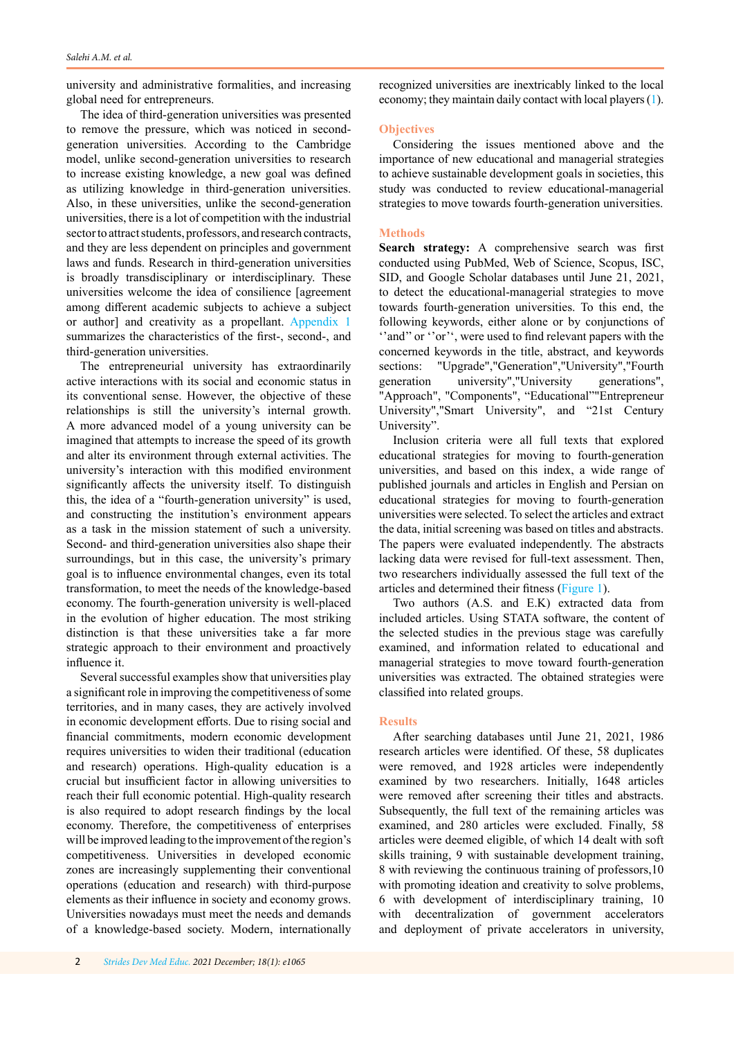university and administrative formalities, and increasing global need for entrepreneurs.

The idea of third-generation universities was presented to remove the pressure, which was noticed in second-generation universities. According to the Cambridge model, unlike second-generation universities to research to increase existing knowledge, a new goal was defined as utilizing knowledge in third-generation universities. Also, in these universities, unlike the second-generation universities, there is a lot of competition with the industrial sector to attract students, professors, and research contracts, and they are less dependent on principles and government laws and funds. Research in third-generation universities is broadly transdisciplinary or interdisciplinary. These universities welcome the idea of consilience [agreement among different academic subjects to achieve a subject or author] and creativity as a propellant. Appendix 1 summarizes the characteristics of the first-, second-, and third-generation universities.

The entrepreneurial university has extraordinarily active interactions with its social and economic status in its conventional sense. However, the objective of these relationships is still the university's internal growth. A more advanced model of a young university can be imagined that attempts to increase the speed of its growth and alter its environment through external activities. The university's interaction with this modified environment significantly affects the university itself. To distinguish this, the idea of a "fourth-generation university" is used, and constructing the institution's environment appears as a task in the mission statement of such a university. Second- and third-generation universities also shape their surroundings, but in this case, the university's primary goal is to influence environmental changes, even its total transformation, to meet the needs of the knowledge-based economy. The fourth-generation university is well-placed in the evolution of higher education. The most striking distinction is that these universities take a far more strategic approach to their environment and proactively influence it.

Several successful examples show that universities play a significant role in improving the competitiveness of some territories, and in many cases, they are actively involved in economic development efforts. Due to rising social and financial commitments, modern economic development requires universities to widen their traditional (education and research) operations. High-quality education is a crucial but insufficient factor in allowing universities to reach their full economic potential. High-quality research is also required to adopt research findings by the local economy. Therefore, the competitiveness of enterprises will be improved leading to the improvement of the region's competitiveness. Universities in developed economic zones are increasingly supplementing their conventional operations (education and research) with third-purpose elements as their influence in society and economy grows. Universities nowadays must meet the needs and demands of a knowledge-based society. Modern, internationally recognized universities are inextricably linked to the local economy; they maintain daily contact with local players (1).

## Objectives

Considering the issues mentioned above and the importance of new educational and managerial strategies to achieve sustainable development goals in societies, this study was conducted to review educational-managerial strategies to move towards fourth-generation universities.

## Methods

**Search strategy:** A comprehensive search was first conducted using PubMed, Web of Science, Scopus, ISC, SID, and Google Scholar databases until June 21, 2021, to detect the educational-managerial strategies to move towards fourth-generation universities. To this end, the following keywords, either alone or by conjunctions of ''and'' or ''or'', were used to find relevant papers with the concerned keywords in the title, abstract, and keywords sections: "Upgrade","Generation","University","Fourth generation university","University generations", "Approach", "Components", "Educational""Entrepreneur University","Smart University", and "21st Century University".

Inclusion criteria were all full texts that explored educational strategies for moving to fourth-generation universities, and based on this index, a wide range of published journals and articles in English and Persian on educational strategies for moving to fourth-generation universities were selected. To select the articles and extract the data, initial screening was based on titles and abstracts. The papers were evaluated independently. The abstracts lacking data were revised for full-text assessment. Then, two researchers individually assessed the full text of the articles and determined their fitness (Figure 1).

Two authors (A.S. and E.K) extracted data from included articles. Using STATA software, the content of the selected studies in the previous stage was carefully examined, and information related to educational and managerial strategies to move toward fourth-generation universities was extracted. The obtained strategies were classified into related groups.

## Results

After searching databases until June 21, 2021, 1986 research articles were identified. Of these, 58 duplicates were removed, and 1928 articles were independently examined by two researchers. Initially, 1648 articles were removed after screening their titles and abstracts. Subsequently, the full text of the remaining articles was examined, and 280 articles were excluded. Finally, 58 articles were deemed eligible, of which 14 dealt with soft skills training, 9 with sustainable development training, 8 with reviewing the continuous training of professors,10 with promoting ideation and creativity to solve problems, 6 with development of interdisciplinary training, 10 with decentralization of government accelerators and deployment of private accelerators in university,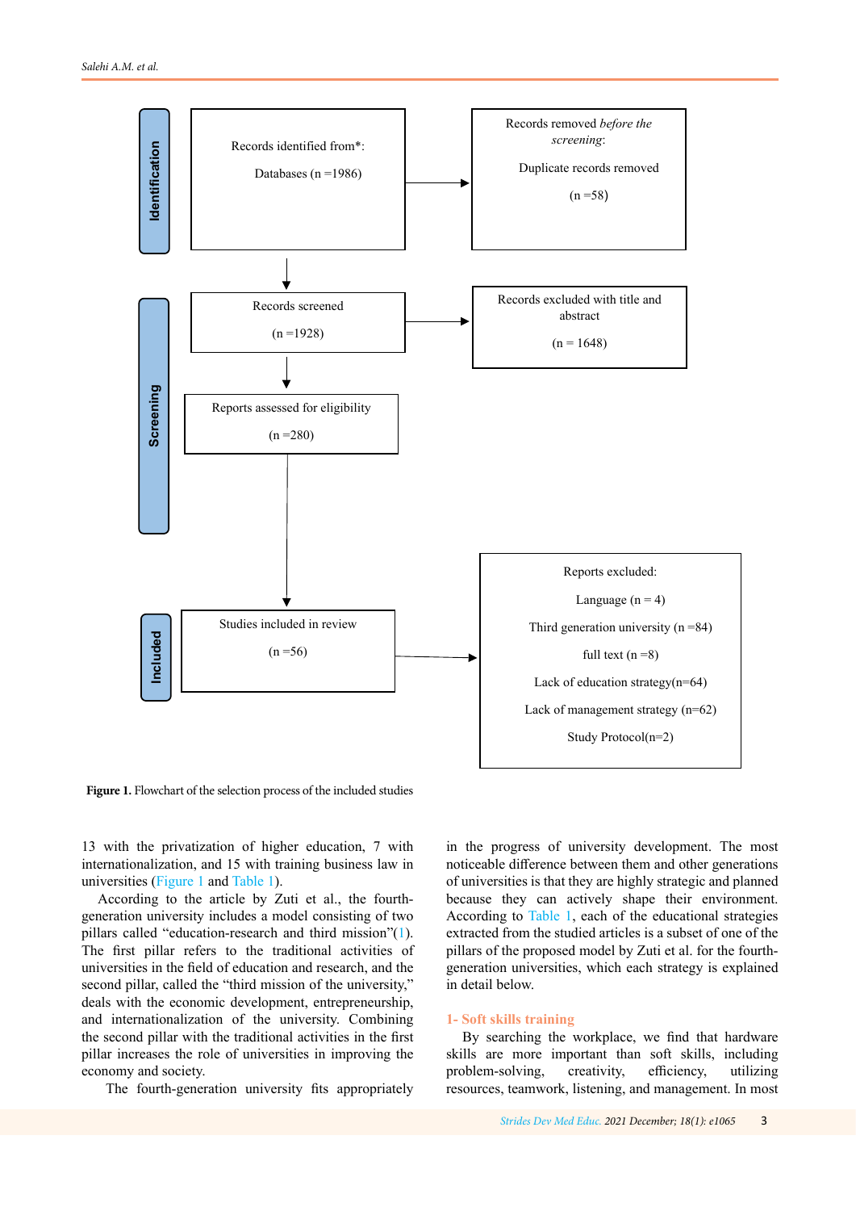**Identification**

Records identified from*:
Databases (n =1986)

→ Records removed *before the screening*:
Duplicate records removed
(n =58)

**Screening**

Records screened
(n =1928)

→ Records excluded with title and abstract
(n = 1648)

Reports assessed for eligibility
(n =280)

**Included**

Studies included in review
(n =56)

→ Reports excluded:
Language (n = 4)
Third generation university (n =84)
full text (n =8)
Lack of education strategy(n=64)
Lack of management strategy (n=62)
Study Protocol(n=2)

**Figure 1.** Flowchart of the selection process of the included studies

13 with the privatization of higher education, 7 with internationalization, and 15 with training business law in universities (Figure 1 and Table 1).

According to the article by Zuti et al., the fourth-generation university includes a model consisting of two pillars called "education-research and third mission"(1). The first pillar refers to the traditional activities of universities in the field of education and research, and the second pillar, called the "third mission of the university," deals with the economic development, entrepreneurship, and internationalization of the university. Combining the second pillar with the traditional activities in the first pillar increases the role of universities in improving the economy and society.

The fourth-generation university fits appropriately in the progress of university development. The most noticeable difference between them and other generations of universities is that they are highly strategic and planned because they can actively shape their environment. According to Table 1, each of the educational strategies extracted from the studied articles is a subset of one of the pillars of the proposed model by Zuti et al. for the fourth-generation universities, which each strategy is explained in detail below.

## 1- Soft skills training

By searching the workplace, we find that hardware skills are more important than soft skills, including problem-solving, creativity, efficiency, utilizing resources, teamwork, listening, and management. In most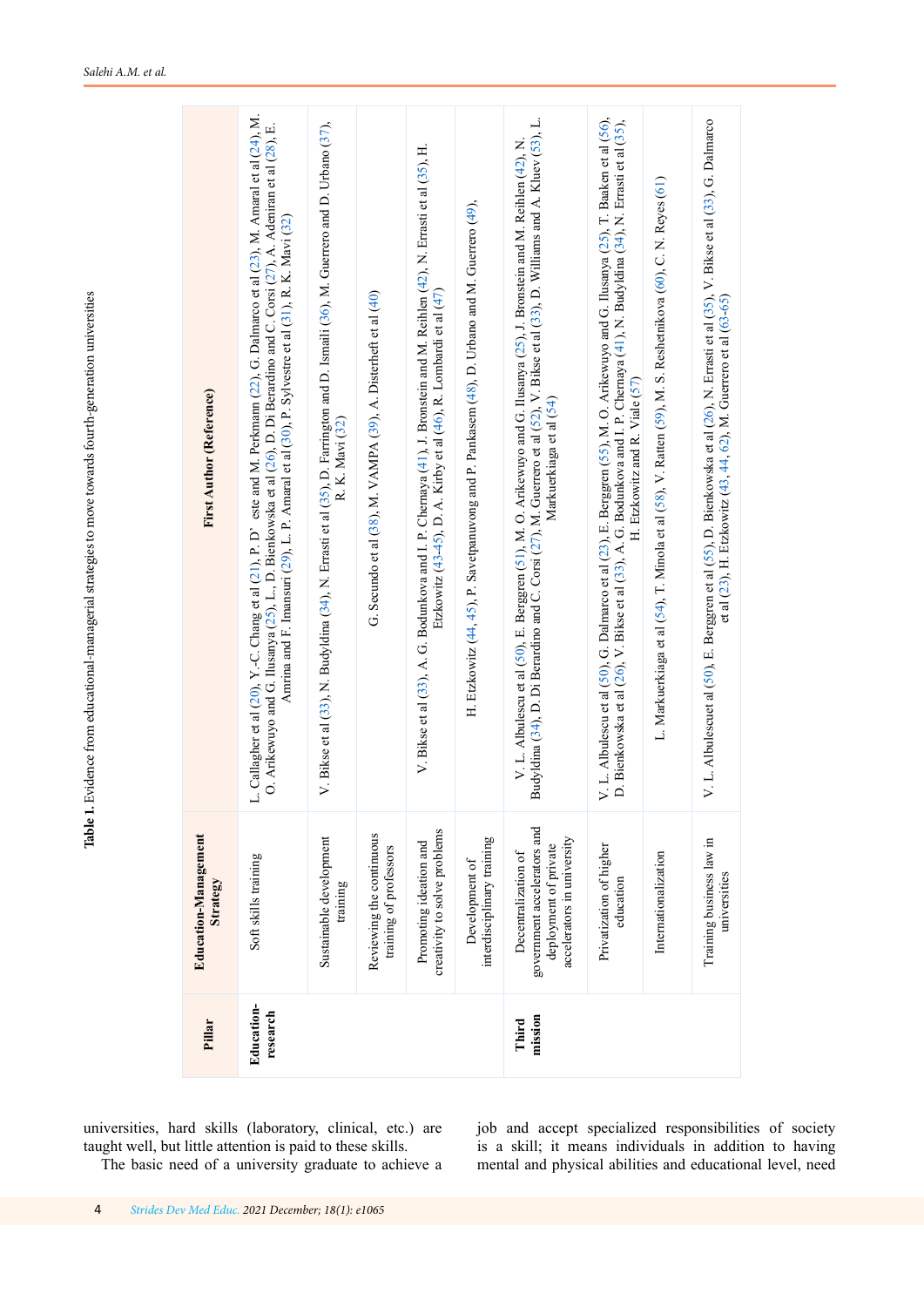**Table 1.** Evidence from educational-managerial strategies to move towards fourth-generation universities

| Pillar | Education-Management Strategy | First Author (Reference) |
| --- | --- | --- |
| Education-research | Soft skills training | L. Callagher et al (20), Y.-C. Chang et al (21), P. D’ este and M. Perkmann (22), G. Dalmarco et al (23), M. Amaral et al (24), M. O. Arikewuyo and G. Ilusanya (25), L., D. Bienkowska et al (26), D. Di Berardino and C. Corsi (27), A. Adeniran et al (28), E. Amrina and F. Imansuri (29), L. P. Amaral et al (30), P. Sylvestre et al (31), R. K. Mavi (32) |
| | Sustainable development training | V. Bikse et al (33), N. Budyldina (34), N. Errasti et al (35), D. Farrington and D. Ismaili (36), M. Guerrero and D. Urbano (37), R. K. Mavi (32) |
| | Reviewing the continuous training of professors | G. Secundo et al (38), M. VAMPA (39), A. Disterheft et al (40) |
| | Promoting ideation and creativity to solve problems | V. Bikse et al (33), A. G. Bodunkova and I. P. Chernaya (41), J. Bronstein and M. Reihlen (42), N. Errasti et al (35), H. Etzkowitz (43-45), D. A. Kirby et al (46), R. Lombardi et al (47) |
| | Development of interdisciplinary training | H. Etzkowitz (44, 45), P. Savetpanuvong and P. Pankasem (48), D. Urbano and M. Guerrero (49), |
| Third mission | Decentralization of government accelerators and deployment of private accelerators in university | V. L. Albulescu et al (50), E. Berggren (51), M. O. Arikewuyo and G. Ilusanya (25), J. Bronstein and M. Reihlen (42), N. Budyldina (34), D. Di Berardino and C. Corsi (27), M. Guerrero et al (52), V. Bikse et al (33), D. Williams and A. Kluev (53), L. Markuerkiaga et al (54) |
| | Privatization of higher education | V. L. Albulescu et al (50), G. Dalmarco et al (23), E. Berggren (55), M. O. Arikewuyo and G. Ilusanya (25), T. Baaken et al (56), D. Bienkowska et al (26), V. Bikse et al (33), A. G. Bodunkova and I. P. Chernaya (41), N. Budyldina (34), N. Errasti et al (35), H. Etzkowitz and R. Viale (57) |
| | Internationalization | L. Markuerkiaga et al (54), T. Minola et al (58), V. Ratten (59), M. S. Reshetnikova (60), C. N. Reyes (61) |
| | Training business law in universities | V. L. Albulescuet al (50), E. Berggren et al (55), D. Bienkowska et al (26), N. Errasti et al (35), V. Bikse et al (33), G. Dalmarco et al (23), H. Etzkowitz (43, 44, 62), M. Guerrero et al (63-65) |

universities, hard skills (laboratory, clinical, etc.) are taught well, but little attention is paid to these skills.

The basic need of a university graduate to achieve a job and accept specialized responsibilities of society is a skill; it means individuals in addition to having mental and physical abilities and educational level, need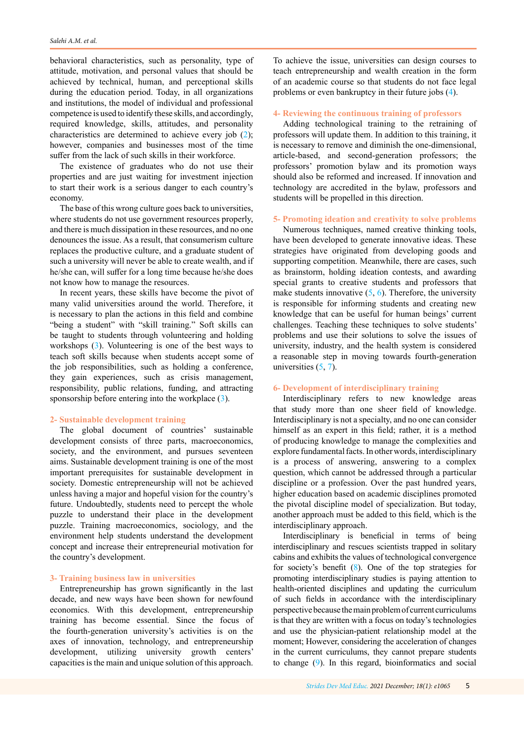behavioral characteristics, such as personality, type of attitude, motivation, and personal values that should be achieved by technical, human, and perceptional skills during the education period. Today, in all organizations and institutions, the model of individual and professional competence is used to identify these skills, and accordingly, required knowledge, skills, attitudes, and personality characteristics are determined to achieve every job (2); however, companies and businesses most of the time suffer from the lack of such skills in their workforce.

The existence of graduates who do not use their properties and are just waiting for investment injection to start their work is a serious danger to each country's economy.

The base of this wrong culture goes back to universities, where students do not use government resources properly, and there is much dissipation in these resources, and no one denounces the issue. As a result, that consumerism culture replaces the productive culture, and a graduate student of such a university will never be able to create wealth, and if he/she can, will suffer for a long time because he/she does not know how to manage the resources.

In recent years, these skills have become the pivot of many valid universities around the world. Therefore, it is necessary to plan the actions in this field and combine "being a student" with "skill training." Soft skills can be taught to students through volunteering and holding workshops (3). Volunteering is one of the best ways to teach soft skills because when students accept some of the job responsibilities, such as holding a conference, they gain experiences, such as crisis management, responsibility, public relations, funding, and attracting sponsorship before entering into the workplace (3).

## 2- Sustainable development training

The global document of countries' sustainable development consists of three parts, macroeconomics, society, and the environment, and pursues seventeen aims. Sustainable development training is one of the most important prerequisites for sustainable development in society. Domestic entrepreneurship will not be achieved unless having a major and hopeful vision for the country's future. Undoubtedly, students need to percept the whole puzzle to understand their place in the development puzzle. Training macroeconomics, sociology, and the environment help students understand the development concept and increase their entrepreneurial motivation for the country's development.

## 3- Training business law in universities

Entrepreneurship has grown significantly in the last decade, and new ways have been shown for newfound economics. With this development, entrepreneurship training has become essential. Since the focus of the fourth-generation university's activities is on the axes of innovation, technology, and entrepreneurship development, utilizing university growth centers' capacities is the main and unique solution of this approach. To achieve the issue, universities can design courses to teach entrepreneurship and wealth creation in the form of an academic course so that students do not face legal problems or even bankruptcy in their future jobs (4).

## 4- Reviewing the continuous training of professors

Adding technological training to the retraining of professors will update them. In addition to this training, it is necessary to remove and diminish the one-dimensional, article-based, and second-generation professors; the professors' promotion bylaw and its promotion ways should also be reformed and increased. If innovation and technology are accredited in the bylaw, professors and students will be propelled in this direction.

## 5- Promoting ideation and creativity to solve problems

Numerous techniques, named creative thinking tools, have been developed to generate innovative ideas. These strategies have originated from developing goods and supporting competition. Meanwhile, there are cases, such as brainstorm, holding ideation contests, and awarding special grants to creative students and professors that make students innovative (5, 6). Therefore, the university is responsible for informing students and creating new knowledge that can be useful for human beings' current challenges. Teaching these techniques to solve students' problems and use their solutions to solve the issues of university, industry, and the health system is considered a reasonable step in moving towards fourth-generation universities (5, 7).

## 6- Development of interdisciplinary training

Interdisciplinary refers to new knowledge areas that study more than one sheer field of knowledge. Interdisciplinary is not a specialty, and no one can consider himself as an expert in this field; rather, it is a method of producing knowledge to manage the complexities and explore fundamental facts. In other words, interdisciplinary is a process of answering, answering to a complex question, which cannot be addressed through a particular discipline or a profession. Over the past hundred years, higher education based on academic disciplines promoted the pivotal discipline model of specialization. But today, another approach must be added to this field, which is the interdisciplinary approach.

Interdisciplinary is beneficial in terms of being interdisciplinary and rescues scientists trapped in solitary cabins and exhibits the values of technological convergence for society's benefit (8). One of the top strategies for promoting interdisciplinary studies is paying attention to health-oriented disciplines and updating the curriculum of such fields in accordance with the interdisciplinary perspective because the main problem of current curriculums is that they are written with a focus on today's technologies and use the physician-patient relationship model at the moment; However, considering the acceleration of changes in the current curriculums, they cannot prepare students to change (9). In this regard, bioinformatics and social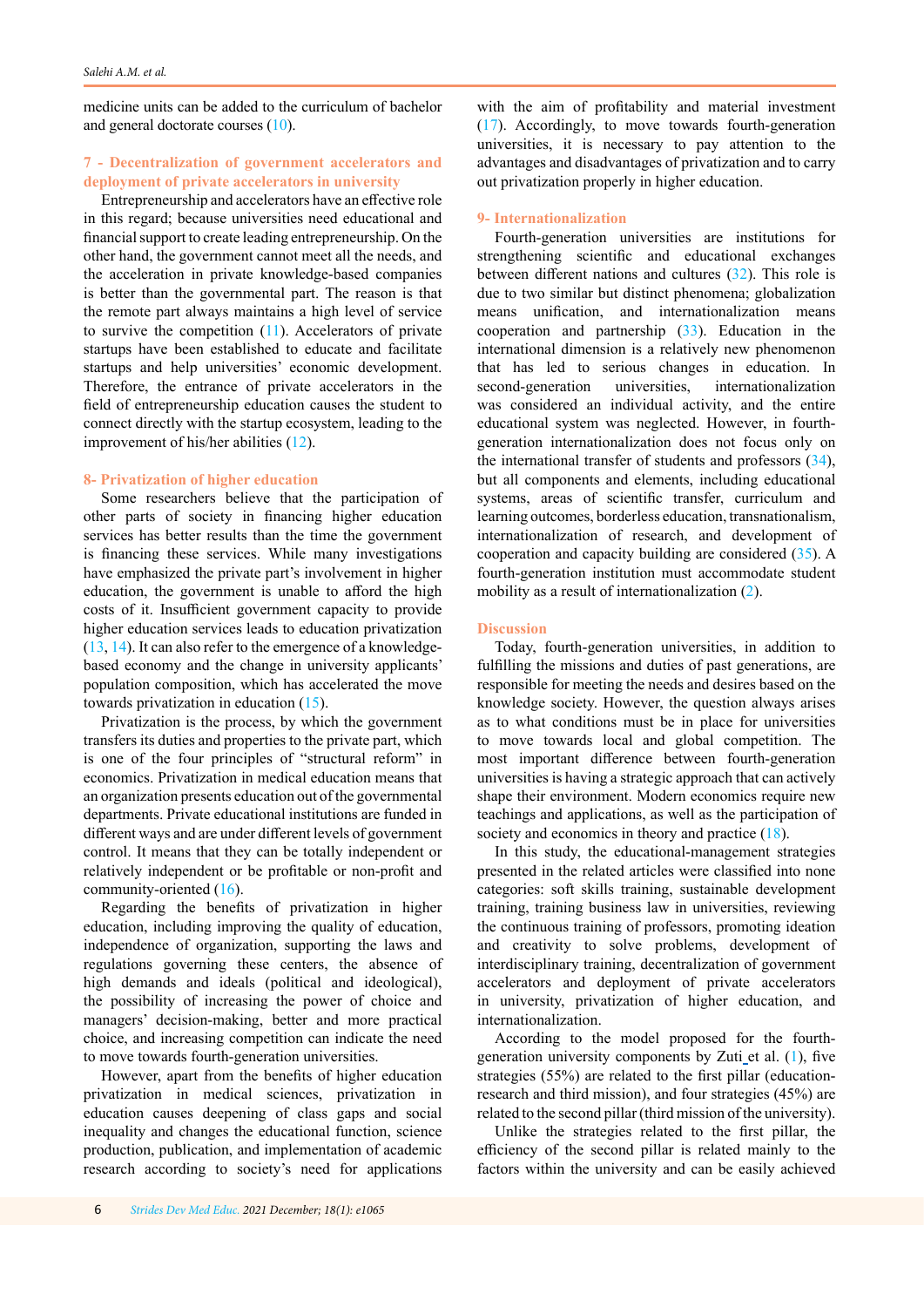medicine units can be added to the curriculum of bachelor and general doctorate courses (10).

### 7 - Decentralization of government accelerators and deployment of private accelerators in university

Entrepreneurship and accelerators have an effective role in this regard; because universities need educational and financial support to create leading entrepreneurship. On the other hand, the government cannot meet all the needs, and the acceleration in private knowledge-based companies is better than the governmental part. The reason is that the remote part always maintains a high level of service to survive the competition (11). Accelerators of private startups have been established to educate and facilitate startups and help universities' economic development. Therefore, the entrance of private accelerators in the field of entrepreneurship education causes the student to connect directly with the startup ecosystem, leading to the improvement of his/her abilities (12).

### 8- Privatization of higher education

Some researchers believe that the participation of other parts of society in funding higher education services has better results than the time the government is financing these services. While many investigations have emphasized the private part's involvement in higher education, the government is unable to afford the high costs of it. Insufficient government capacity to provide higher education services leads to education privatization (13, 14). It can also refer to the emergence of a knowledge-based economy and the change in university applicants' population composition, which has accelerated the move towards privatization in education (15).

Privatization is the process, by which the government transfers its duties and properties to the private part, which is one of the four principles of "structural reform" in economics. Privatization in medical education means that an organization presents education out of the governmental departments. Private educational institutions are funded in different ways and are under different levels of government control. It means that they can be totally independent or relatively independent or be profitable or non-profit and community-oriented (16).

Regarding the benefits of privatization in higher education, including improving the quality of education, independence of organization, supporting the laws and regulations governing these centers, the absence of high demands and ideals (political and ideological), the possibility of increasing the power of choice and managers' decision-making, better and more practical choice, and increasing competition can indicate the need to move towards fourth-generation universities.

However, apart from the benefits of higher education privatization in medical sciences, privatization in education causes deepening of class gaps and social inequality and changes the educational function, science production, publication, and implementation of academic research according to society's need for applications with the aim of profitability and material investment (17). Accordingly, to move towards fourth-generation universities, it is necessary to pay attention to the advantages and disadvantages of privatization and to carry out privatization properly in higher education.

### 9- Internationalization

Fourth-generation universities are institutions for strengthening scientific and educational exchanges between different nations and cultures (32). This role is due to two similar but distinct phenomena; globalization means unification, and internationalization means cooperation and partnership (33). Education in the international dimension is a relatively new phenomenon that has led to serious changes in education. In second-generation universities, internationalization was considered an individual activity, and the entire educational system was neglected. However, in fourth-generation internationalization does not focus only on the international transfer of students and professors (34), but all components and elements, including educational systems, areas of scientific transfer, curriculum and learning outcomes, borderless education, transnationalism, internationalization of research, and development of cooperation and capacity building are considered (35). A fourth-generation institution must accommodate student mobility as a result of internationalization (2).

## Discussion

Today, fourth-generation universities, in addition to fulfilling the missions and duties of past generations, are responsible for meeting the needs and desires based on the knowledge society. However, the question always arises as to what conditions must be in place for universities to move towards local and global competition. The most important difference between fourth-generation universities is having a strategic approach that can actively shape their environment. Modern economics require new teachings and applications, as well as the participation of society and economics in theory and practice (18).

In this study, the educational-management strategies presented in the related articles were classified into none categories: soft skills training, sustainable development training, training business law in universities, reviewing the continuous training of professors, promoting ideation and creativity to solve problems, development of interdisciplinary training, decentralization of government accelerators and deployment of private accelerators in university, privatization of higher education, and internationalization.

According to the model proposed for the fourth-generation university components by Zuti et al. (1), five strategies (55%) are related to the first pillar (education-research and third mission), and four strategies (45%) are related to the second pillar (third mission of the university).

Unlike the strategies related to the first pillar, the efficiency of the second pillar is related mainly to the factors within the university and can be easily achieved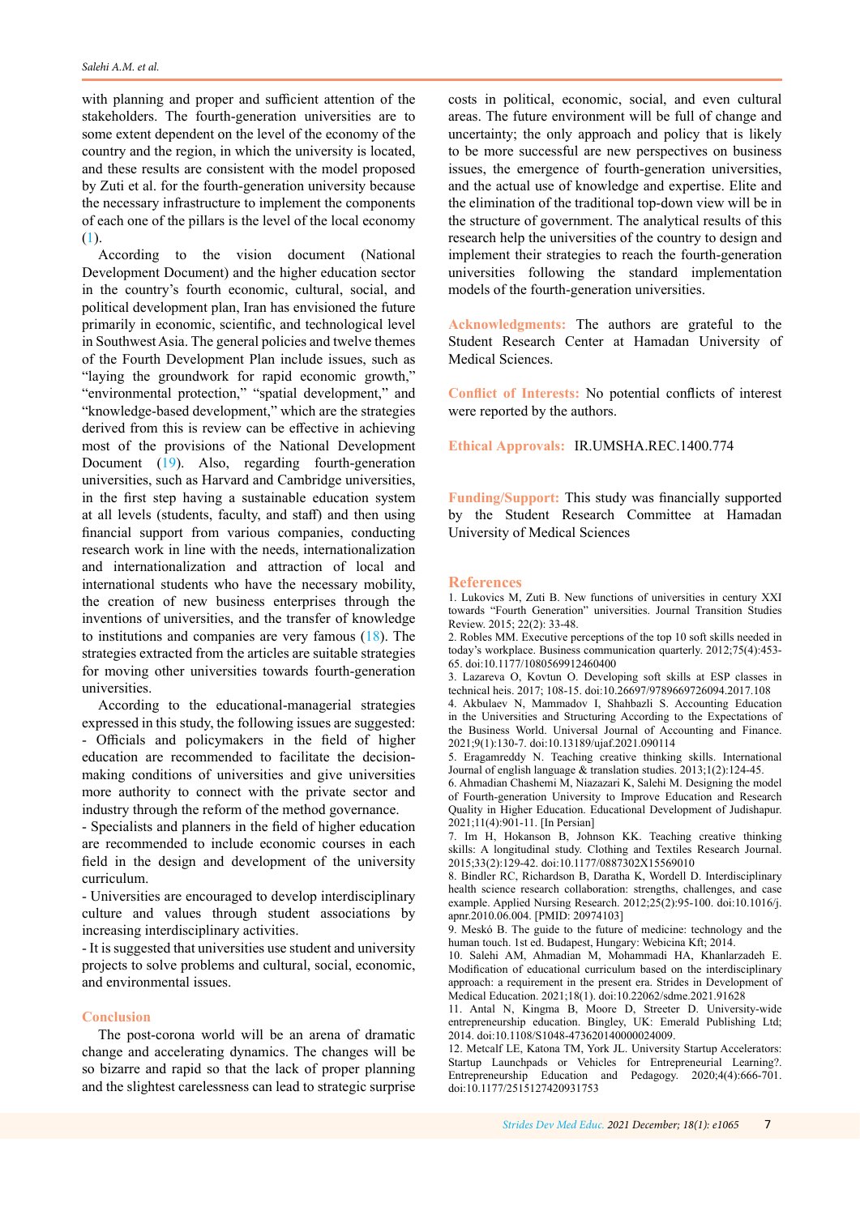with planning and proper and sufficient attention of the stakeholders. The fourth-generation universities are to some extent dependent on the level of the economy of the country and the region, in which the university is located, and these results are consistent with the model proposed by Zuti et al. for the fourth-generation university because the necessary infrastructure to implement the components of each one of the pillars is the level of the local economy (1).

According to the vision document (National Development Document) and the higher education sector in the country's fourth economic, cultural, social, and political development plan, Iran has envisioned the future primarily in economic, scientific, and technological level in Southwest Asia. The general policies and twelve themes of the Fourth Development Plan include issues, such as "laying the groundwork for rapid economic growth," "environmental protection," "spatial development," and "knowledge-based development," which are the strategies derived from this is review can be effective in achieving most of the provisions of the National Development Document (19). Also, regarding fourth-generation universities, such as Harvard and Cambridge universities, in the first step having a sustainable education system at all levels (students, faculty, and staff) and then using financial support from various companies, conducting research work in line with the needs, internationalization and internationalization and attraction of local and international students who have the necessary mobility, the creation of new business enterprises through the inventions of universities, and the transfer of knowledge to institutions and companies are very famous (18). The strategies extracted from the articles are suitable strategies for moving other universities towards fourth-generation universities.

According to the educational-managerial strategies expressed in this study, the following issues are suggested:

- Officials and policymakers in the field of higher education are recommended to facilitate the decision-making conditions of universities and give universities more authority to connect with the private sector and industry through the reform of the method governance.
- Specialists and planners in the field of higher education are recommended to include economic courses in each field in the design and development of the university curriculum.
- Universities are encouraged to develop interdisciplinary culture and values through student associations by increasing interdisciplinary activities.
- It is suggested that universities use student and university projects to solve problems and cultural, social, economic, and environmental issues.

## Conclusion

The post-corona world will be an arena of dramatic change and accelerating dynamics. The changes will be so bizarre and rapid so that the lack of proper planning and the slightest carelessness can lead to strategic surprise costs in political, economic, social, and even cultural areas. The future environment will be full of change and uncertainty; the only approach and policy that is likely to be more successful are new perspectives on business issues, the emergence of fourth-generation universities, and the actual use of knowledge and expertise. Elite and the elimination of the traditional top-down view will be in the structure of government. The analytical results of this research help the universities of the country to design and implement their strategies to reach the fourth-generation universities following the standard implementation models of the fourth-generation universities.

**Acknowledgments:** The authors are grateful to the Student Research Center at Hamadan University of Medical Sciences.

**Conflict of Interests:** No potential conflicts of interest were reported by the authors.

**Ethical Approvals:** IR.UMSHA.REC.1400.774

**Funding/Support:** This study was financially supported by the Student Research Committee at Hamadan University of Medical Sciences

## References

1. Lukovics M, Zuti B. New functions of universities in century XXI towards "Fourth Generation" universities. Journal Transition Studies Review. 2015; 22(2): 33-48.
2. Robles MM. Executive perceptions of the top 10 soft skills needed in today's workplace. Business communication quarterly. 2012;75(4):453-65. doi:10.1177/1080569912460400
3. Lazareva O, Kovtun O. Developing soft skills at ESP classes in technical heis. 2017; 108-15. doi:10.26697/9789669726094.2017.108
4. Akbulaev N, Mammadov I, Shahbazli S. Accounting Education in the Universities and Structuring According to the Expectations of the Business World. Universal Journal of Accounting and Finance. 2021;9(1):130-7. doi:10.13189/ujaf.2021.090114
5. Eragamreddy N. Teaching creative thinking skills. International Journal of english language & translation studies. 2013;1(2):124-45.
6. Ahmadian Chashemi M, Niazazari K, Salehi M. Designing the model of Fourth-generation University to Improve Education and Research Quality in Higher Education. Educational Development of Judishapur. 2021;11(4):901-11. [In Persian]
7. Im H, Hokanson B, Johnson KK. Teaching creative thinking skills: A longitudinal study. Clothing and Textiles Research Journal. 2015;33(2):129-42. doi:10.1177/0887302X15569010
8. Bindler RC, Richardson B, Daratha K, Wordell D. Interdisciplinary health science research collaboration: strengths, challenges, and case example. Applied Nursing Research. 2012;25(2):95-100. doi:10.1016/j.apnr.2010.06.004. [PMID: 20974103]
9. Meskó B. The guide to the future of medicine: technology and the human touch. 1st ed. Budapest, Hungary: Webicina Kft; 2014.
10. Salehi AM, Ahmadian M, Mohammadi HA, Khanlarzadeh E. Modification of educational curriculum based on the interdisciplinary approach: a requirement in the present era. Strides in Development of Medical Education. 2021;18(1). doi:10.22062/sdme.2021.91628
11. Antal N, Kingma B, Moore D, Streeter D. University-wide entrepreneurship education. Bingley, UK: Emerald Publishing Ltd; 2014. doi:10.1108/S1048-473620140000024009.
12. Metcalf LE, Katona TM, York JL. University Startup Accelerators: Startup Launchpads or Vehicles for Entrepreneurial Learning?. Entrepreneurship Education and Pedagogy. 2020;4(4):666-701. doi:10.1177/2515127420931753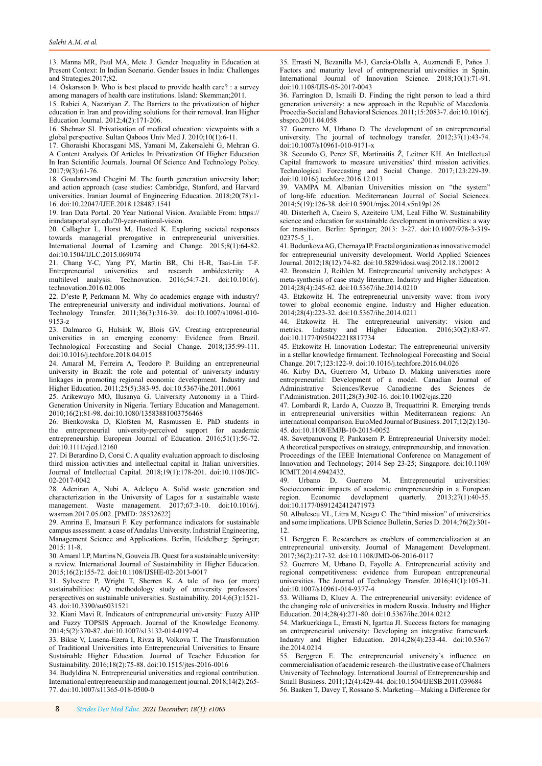13. Manna MR, Paul MA, Mete J. Gender Inequality in Education at Present Context: In Indian Scenario. Gender Issues in India: Challenges and Strategies.2017;82.

14. Óskarsson Þ. Who is best placed to provide health care? : a survey among managers of health care institutions. Island: Skemman;2011.

15. Rabiei A, Nazariyan Z. The Barriers to the privatization of higher education in Iran and providing solutions for their removal. Iran Higher Education Journal. 2012;4(2):171-206.

16. Shehnaz SI. Privatisation of medical education: viewpoints with a global perspective. Sultan Qaboos Univ Med J. 2010;10(1):6-11.

17. Ghoraishi Khorasgani MS, Yamani M, Zakersalehi G, Mehran G. A Content Analysis Of Articles In Privatization Of Higher Education In Iran Scientific Journals. Journal Of Science And Technology Policy. 2017;9(3):61-76.

18. Goudarzvand Chegini M. The fourth generation university labor; and action approach (case studies: Cambridge, Stanford, and Harvard universities. Iranian Journal of Engineering Education. 2018;20(78):1-16. doi:10.22047/IJEE.2018.128487.1541

19. Iran Data Portal. 20 Year National Vision. Available From: https://irandataportal.syr.edu/20-year-national-vision.

20. Callagher L, Horst M, Husted K. Exploring societal responses towards managerial prerogative in entrepreneurial universities. International Journal of Learning and Change. 2015;8(1):64-82. doi:10.1504/IJLC.2015.069074

21. Chang Y-C, Yang PY, Martin BR, Chi H-R, Tsai-Lin T-F. Entrepreneurial universities and research ambidexterity: A multilevel analysis. Technovation. 2016;54:7-21. doi:10.1016/j.technovation.2016.02.006

22. D'este P, Perkmann M. Why do academics engage with industry? The entrepreneurial university and individual motivations. Journal of Technology Transfer. 2011;36(3):316-39. doi:10.1007/s10961-010-9153-z

23. Dalmarco G, Hulsink W, Blois GV. Creating entrepreneurial universities in an emerging economy: Evidence from Brazil. Technological Forecasting and Social Change. 2018;135:99-111. doi:10.1016/j.techfore.2018.04.015

24. Amaral M, Ferreira A, Teodoro P. Building an entrepreneurial university in Brazil: the role and potential of university–industry linkages in promoting regional economic development. Industry and Higher Education. 2011;25(5):383-95. doi:10.5367/ihe.2011.0061

25. Arikewuyo MO, Ilusanya G. University Autonomy in a Third-Generation University in Nigeria. Tertiary Education and Management. 2010;16(2):81-98. doi:10.1080/13583881003756468

26. Bienkowska D, Klofsten M, Rasmussen E. PhD students in the entrepreneurial university-perceived support for academic entrepreneurship. European Journal of Education. 2016;51(1):56-72. doi:10.1111/ejed.12160

27. Di Berardino D, Corsi C. A quality evaluation approach to disclosing third mission activities and intellectual capital in Italian universities. Journal of Intellectual Capital. 2018;19(1):178-201. doi:10.1108/JIC-02-2017-0042

28. Adeniran A, Nubi A, Adelopo A. Solid waste generation and characterization in the University of Lagos for a sustainable waste management. Waste management. 2017;67:3-10. doi:10.1016/j.wasman.2017.05.002. [PMID: 28532622]

29. Amrina E, Imansuri F. Key performance indicators for sustainable campus assessment: a case of Andalas University. Industrial Engineering, Management Science and Applications. Berlin, Heidelberg: Springer; 2015: 11-8.

30. Amaral LP, Martins N, Gouveia JB. Quest for a sustainable university: a review. International Journal of Sustainability in Higher Education. 2015;16(2):155-72. doi:10.1108/IJSHE-02-2013-0017

31. Sylvestre P, Wright T, Sherren K. A tale of two (or more) sustainabilities: AQ methodology study of university professors' perspectives on sustainable universities. Sustainability. 2014;6(3):1521-43. doi:10.3390/su6031521

32. Kiani Mavi R. Indicators of entrepreneurial university: Fuzzy AHP and Fuzzy TOPSIS Approach. Journal of the Knowledge Economy. 2014;5(2):370-87. doi:10.1007/s13132-014-0197-4

33. Bikse V, Lusena-Ezera I, Rivza B, Volkova T. The Transformation of Traditional Universities into Entrepreneurial Universities to Ensure Sustainable Higher Education. Journal of Teacher Education for Sustainability. 2016;18(2):75-88. doi:10.1515/jtes-2016-0016

34. Budyldina N. Entrepreneurial universities and regional contribution. International entrepreneurship and management journal. 2018;14(2):265-77. doi:10.1007/s11365-018-0500-0

35. Errasti N, Bezanilla M-J, García-Olalla A, Auzmendi E, Paños J. Factors and maturity level of entrepreneurial universities in Spain. International Journal of Innovation Science. 2018;10(1):71-91. doi:10.1108/IJIS-05-2017-0043

36. Farrington D, Ismaili D. Finding the right person to lead a third generation university: a new approach in the Republic of Macedonia. Procedia-Social and Behavioral Sciences. 2011;15:2083-7. doi:10.1016/j.sbspro.2011.04.058

37. Guerrero M, Urbano D. The development of an entrepreneurial university. The journal of technology transfer. 2012;37(1):43-74. doi:10.1007/s10961-010-9171-x

38. Secundo G, Perez SE, Martinaitis Ž, Leitner KH. An Intellectual Capital framework to measure universities' third mission activities. Technological Forecasting and Social Change. 2017;123:229-39. doi:10.1016/j.techfore.2016.12.013

39. VAMPA M. Albanian Universities mission on "the system" of long-life education. Mediterranean Journal of Social Sciences. 2014;5(19):126-38. doi:10.5901/mjss.2014.v5n19p126

40. Disterheft A, Caeiro S, Azeiteiro UM, Leal Filho W. Sustainability science and education for sustainable development in universities: a way for transition. Berlin: Springer; 2013: 3-27. doi:10.1007/978-3-319-02375-5_1.

41. Bodunkova AG, Chernaya IP. Fractal organization as innovative model for entrepreneurial university development. World Applied Sciences Journal. 2012;18(12):74-82. doi:10.5829/idosi.wasj.2012.18.120012

42. Bronstein J, Reihlen M. Entrepreneurial university archetypes: A meta-synthesis of case study literature. Industry and Higher Education. 2014;28(4):245-62. doi:10.5367/ihe.2014.0210

43. Etzkowitz H. The entrepreneurial university wave: from ivory tower to global economic engine. Industry and Higher education. 2014;28(4):223-32. doi:10.5367/ihe.2014.0211

44. Etzkowitz H. The entrepreneurial university: vision and metrics. Industry and Higher Education. 2016;30(2):83-97. doi:10.1177/0950422218817734

45. Etzkowitz H. Innovation Lodestar: The entrepreneurial university in a stellar knowledge firmament. Technological Forecasting and Social Change. 2017;123:122-9. doi:10.1016/j.techfore.2016.04.026

46. Kirby DA, Guerrero M, Urbano D. Making universities more entrepreneurial: Development of a model. Canadian Journal of Administrative Sciences/Revue Canadienne des Sciences de l'Administration. 2011;28(3):302-16. doi:10.1002/cjas.220

47. Lombardi R, Lardo A, Cuozzo B, Trequattrini R. Emerging trends in entrepreneurial universities within Mediterranean regions: An international comparison. EuroMed Journal of Business. 2017;12(2):130-45. doi:10.1108/EMJB-10-2015-0052

48. Savetpanuvong P, Pankasem P. Entrepreneurial University model: A theoretical perspectives on strategy, entrepreneurship, and innovation. Proceedings of the IEEE International Conference on Management of Innovation and Technology; 2014 Sep 23-25; Singapore. doi:10.1109/ICMIT.2014.6942432.

49. Urbano D, Guerrero M. Entrepreneurial universities: Socioeconomic impacts of academic entrepreneurship in a European region. Economic development quarterly. 2013;27(1):40-55. doi:10.1177/0891242412471973

50. Albulescu VL, Litra M, Neagu C. The "third mission" of universities and some implications. UPB Science Bulletin, Series D. 2014;76(2):301-12.

51. Berggren E. Researchers as enablers of commercialization at an entrepreneurial university. Journal of Management Development. 2017;36(2):217-32. doi:10.1108/JMD-06-2016-0117

52. Guerrero M, Urbano D, Fayolle A. Entrepreneurial activity and regional competitiveness: evidence from European entrepreneurial universities. The Journal of Technology Transfer. 2016;41(1):105-31. doi:10.1007/s10961-014-9377-4

53. Williams G, Kluev A. The entrepreneurial university: evidence of the changing role of universities in modern Russia. Industry and Higher Education. 2014;28(4):271-80. doi:10.5367/ihe.2014.0212

54. Markuerkiaga L, Errasti N, Igartua JI. Success factors for managing an entrepreneurial university: Developing an integrative framework. Industry and Higher Education. 2014;28(4):233-44. doi:10.5367/ihe.2014.0214

55. Berggren E. The entrepreneurial university's influence on commercialisation of academic research–the illustrative case of Chalmers University of Technology. International Journal of Entrepreneurship and Small Business. 2011;12(4):429-44. doi:10.1504/IJESB.2011.039684

56. Baaken T, Davey T, Rossano S. Marketing—Making a Difference for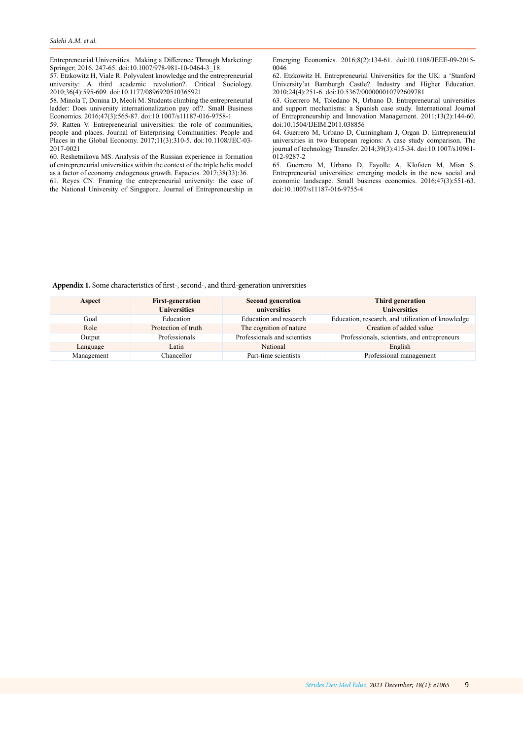Entrepreneurial Universities. Making a Difference Through Marketing: Springer; 2016. 247-65. doi:10.1007/978-981-10-0464-3_18

57. Etzkowitz H, Viale R. Polyvalent knowledge and the entrepreneurial university: A third academic revolution?. Critical Sociology. 2010;36(4):595-609. doi:10.1177/0896920510365921

58. Minola T, Donina D, Meoli M. Students climbing the entrepreneurial ladder: Does university internationalization pay off?. Small Business Economics. 2016;47(3):565-87. doi:10.1007/s11187-016-9758-1

59. Ratten V. Entrepreneurial universities: the role of communities, people and places. Journal of Enterprising Communities: People and Places in the Global Economy. 2017;11(3):310-5. doi:10.1108/JEC-03-2017-0021

60. Reshetnikova MS. Analysis of the Russian experience in formation of entrepreneurial universities within the context of the triple helix model as a factor of economy endogenous growth. Espacios. 2017;38(33):36.

61. Reyes CN. Framing the entrepreneurial university: the case of the National University of Singapore. Journal of Entrepreneurship in Emerging Economies. 2016;8(2):134-61. doi:10.1108/JEEE-09-2015-0046

62. Etzkowitz H. Entrepreneurial Universities for the UK: a 'Stanford University'at Bamburgh Castle?. Industry and Higher Education. 2010;24(4):251-6. doi:10.5367/000000010792609781

63. Guerrero M, Toledano N, Urbano D. Entrepreneurial universities and support mechanisms: a Spanish case study. International Journal of Entrepreneurship and Innovation Management. 2011;13(2):144-60. doi:10.1504/IJEIM.2011.038856

64. Guerrero M, Urbano D, Cunningham J, Organ D. Entrepreneurial universities in two European regions: A case study comparison. The journal of technology Transfer. 2014;39(3):415-34. doi:10.1007/s10961-012-9287-2

65. Guerrero M, Urbano D, Fayolle A, Klofsten M, Mian S. Entrepreneurial universities: emerging models in the new social and economic landscape. Small business economics. 2016;47(3):551-63. doi:10.1007/s11187-016-9755-4

**Appendix 1.** Some characteristics of first-, second-, and third-generation universities

| Aspect | First-generation Universities | Second generation universities | Third generation Universities |
|---|---|---|---|
| Goal | Education | Education and research | Education, research, and utilization of knowledge |
| Role | Protection of truth | The cognition of nature | Creation of added value |
| Output | Professionals | Professionals and scientists | Professionals, scientists, and entrepreneurs |
| Language | Latin | National | English |
| Management | Chancellor | Part-time scientists | Professional management |